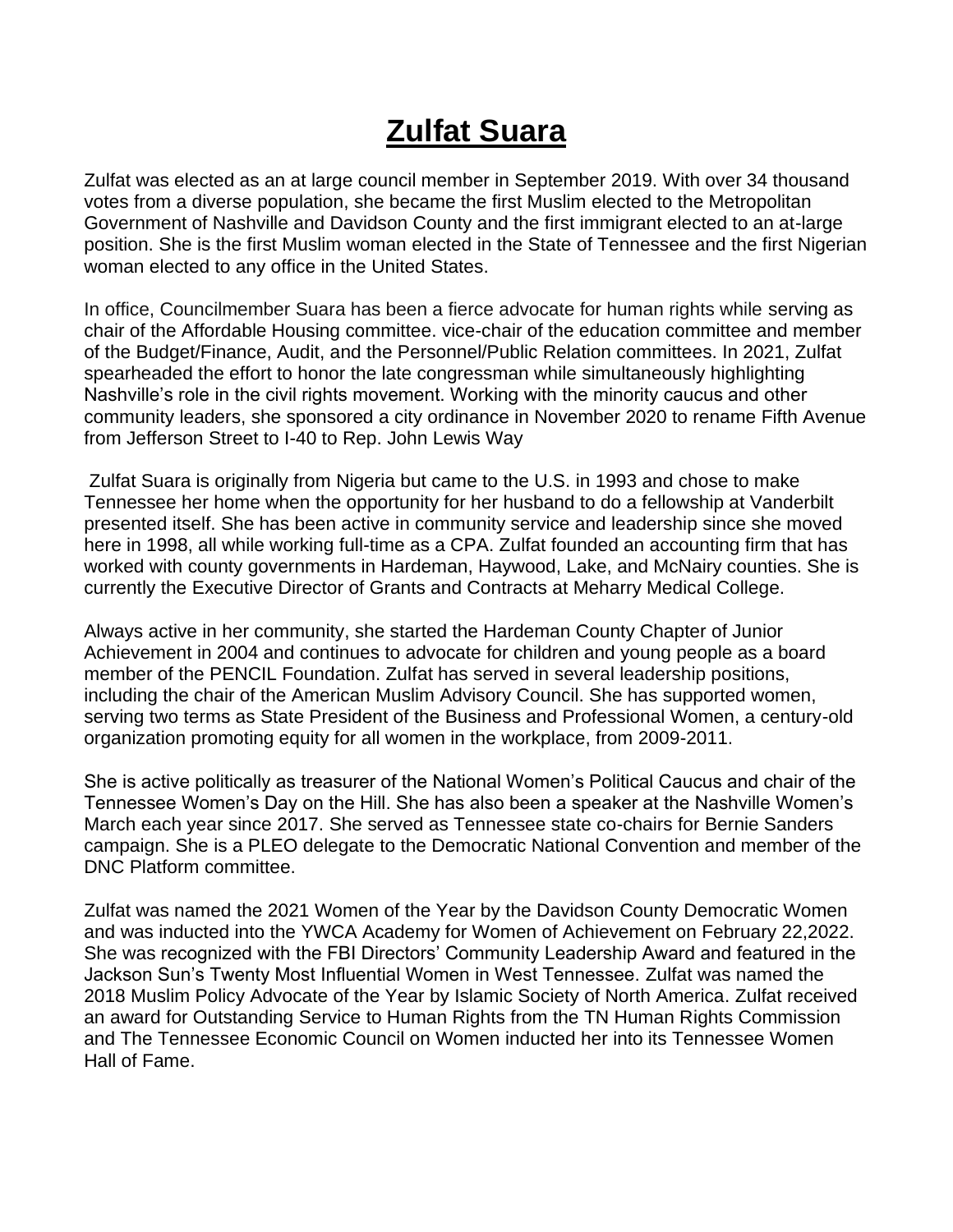# Zulfat Suara

Zulfat was elected as an at large council member in September 2019. With over 34 thousand votes from a diverse population, she became the first Muslim elected to the Metropolitan Government of Nashville and Davidson County and the first immigrant elected to an at-large position. She is the first Muslim woman elected in the State of Tennessee and the first Nigerian woman elected to any office in the United States.

In office, Councilmember Suara has been a fierce advocate for human rights while serving as chair of the Affordable Housing committee. vice-chair of the education committee and member of the Budget/Finance, Audit, and the Personnel/Public Relation committees. In 2021, Zulfat spearheaded the effort to honor the late congressman while simultaneously highlighting Nashville's role in the civil rights movement. Working with the minority caucus and other community leaders, she sponsored a city ordinance in November 2020 to rename Fifth Avenue from Jefferson Street to I-40 to Rep. John Lewis Way

Zulfat Suara is originally from Nigeria but came to the U.S. in 1993 and chose to make Tennessee her home when the opportunity for her husband to do a fellowship at Vanderbilt presented itself. She has been active in community service and leadership since she moved here in 1998, all while working full-time as a CPA. Zulfat founded an accounting firm that has worked with county governments in Hardeman, Haywood, Lake, and McNairy counties. She is currently the Executive Director of Grants and Contracts at Meharry Medical College.

Always active in her community, she started the Hardeman County Chapter of Junior Achievement in 2004 and continues to advocate for children and young people as a board member of the PENCIL Foundation. Zulfat has served in several leadership positions, including the chair of the American Muslim Advisory Council. She has supported women, serving two terms as State President of the Business and Professional Women, a century-old organization promoting equity for all women in the workplace, from 2009-2011.

She is active politically as treasurer of the National Women's Political Caucus and chair of the Tennessee Women's Day on the Hill. She has also been a speaker at the Nashville Women's March each year since 2017. She served as Tennessee state co-chairs for Bernie Sanders campaign. She is a PLEO delegate to the Democratic National Convention and member of the DNC Platform committee.

Zulfat was named the 2021 Women of the Year by the Davidson County Democratic Women and was inducted into the YWCA Academy for Women of Achievement on February 22,2022. She was recognized with the FBI Directors' Community Leadership Award and featured in the Jackson Sun's Twenty Most Influential Women in West Tennessee. Zulfat was named the 2018 Muslim Policy Advocate of the Year by Islamic Society of North America. Zulfat received an award for Outstanding Service to Human Rights from the TN Human Rights Commission and The Tennessee Economic Council on Women inducted her into its Tennessee Women Hall of Fame.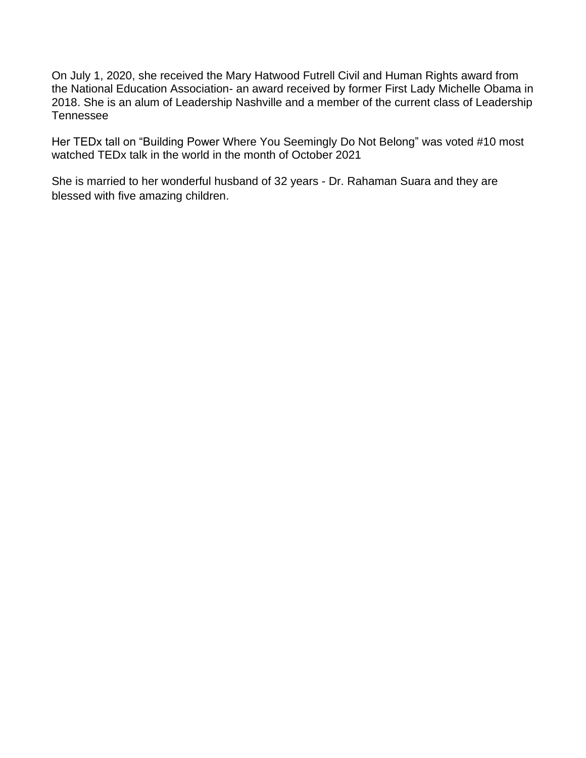On July 1, 2020, she received the Mary Hatwood Futrell Civil and Human Rights award from the National Education Association- an award received by former First Lady Michelle Obama in 2018. She is an alum of Leadership Nashville and a member of the current class of Leadership Tennessee

Her TEDx tall on “Building Power Where You Seemingly Do Not Belong” was voted #10 most watched TEDx talk in the world in the month of October 2021

She is married to her wonderful husband of 32 years - Dr. Rahaman Suara and they are blessed with five amazing children.